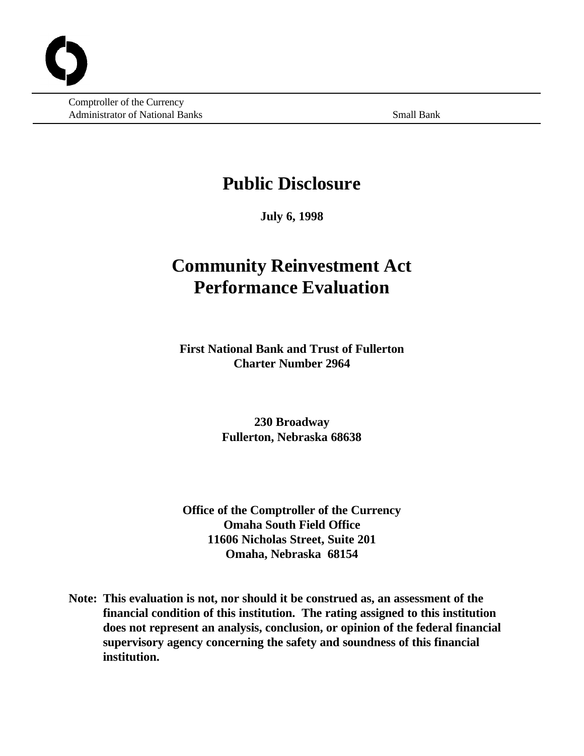Comptroller of the Currency
Administrator of National Banks

Small Bank

# Public Disclosure

**July 6, 1998**

# Community Reinvestment Act Performance Evaluation

**First National Bank and Trust of Fullerton**
**Charter Number 2964**

**230 Broadway**
**Fullerton, Nebraska 68638**

**Office of the Comptroller of the Currency**
**Omaha South Field Office**
**11606 Nicholas Street, Suite 201**
**Omaha, Nebraska 68154**

**Note: This evaluation is not, nor should it be construed as, an assessment of the financial condition of this institution. The rating assigned to this institution does not represent an analysis, conclusion, or opinion of the federal financial supervisory agency concerning the safety and soundness of this financial institution.**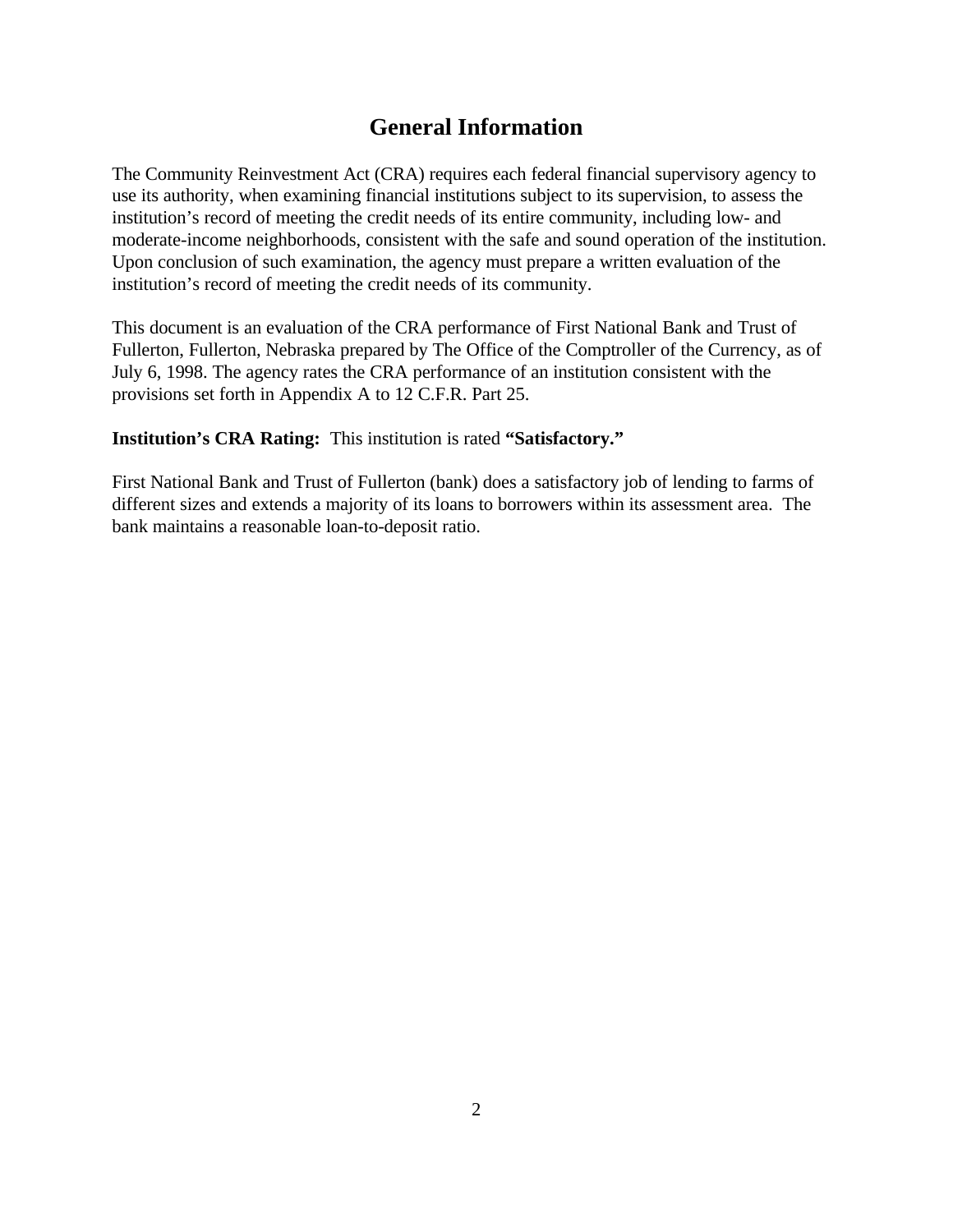# General Information

The Community Reinvestment Act (CRA) requires each federal financial supervisory agency to use its authority, when examining financial institutions subject to its supervision, to assess the institution's record of meeting the credit needs of its entire community, including low- and moderate-income neighborhoods, consistent with the safe and sound operation of the institution. Upon conclusion of such examination, the agency must prepare a written evaluation of the institution's record of meeting the credit needs of its community.

This document is an evaluation of the CRA performance of First National Bank and Trust of Fullerton, Fullerton, Nebraska prepared by The Office of the Comptroller of the Currency, as of July 6, 1998. The agency rates the CRA performance of an institution consistent with the provisions set forth in Appendix A to 12 C.F.R. Part 25.

**Institution's CRA Rating:** This institution is rated **"Satisfactory."**

First National Bank and Trust of Fullerton (bank) does a satisfactory job of lending to farms of different sizes and extends a majority of its loans to borrowers within its assessment area. The bank maintains a reasonable loan-to-deposit ratio.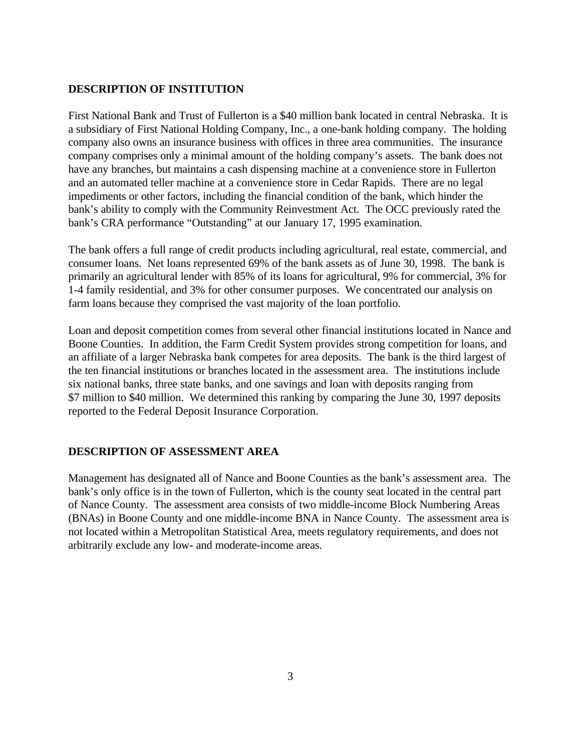## DESCRIPTION OF INSTITUTION

First National Bank and Trust of Fullerton is a $40 million bank located in central Nebraska. It is a subsidiary of First National Holding Company, Inc., a one-bank holding company. The holding company also owns an insurance business with offices in three area communities. The insurance company comprises only a minimal amount of the holding company's assets. The bank does not have any branches, but maintains a cash dispensing machine at a convenience store in Fullerton and an automated teller machine at a convenience store in Cedar Rapids. There are no legal impediments or other factors, including the financial condition of the bank, which hinder the bank's ability to comply with the Community Reinvestment Act. The OCC previously rated the bank's CRA performance "Outstanding" at our January 17, 1995 examination.

The bank offers a full range of credit products including agricultural, real estate, commercial, and consumer loans. Net loans represented 69% of the bank assets as of June 30, 1998. The bank is primarily an agricultural lender with 85% of its loans for agricultural, 9% for commercial, 3% for 1-4 family residential, and 3% for other consumer purposes. We concentrated our analysis on farm loans because they comprised the vast majority of the loan portfolio.

Loan and deposit competition comes from several other financial institutions located in Nance and Boone Counties. In addition, the Farm Credit System provides strong competition for loans, and an affiliate of a larger Nebraska bank competes for area deposits. The bank is the third largest of the ten financial institutions or branches located in the assessment area. The institutions include six national banks, three state banks, and one savings and loan with deposits ranging from $7 million to $40 million. We determined this ranking by comparing the June 30, 1997 deposits reported to the Federal Deposit Insurance Corporation.

## DESCRIPTION OF ASSESSMENT AREA

Management has designated all of Nance and Boone Counties as the bank's assessment area. The bank's only office is in the town of Fullerton, which is the county seat located in the central part of Nance County. The assessment area consists of two middle-income Block Numbering Areas (BNAs) in Boone County and one middle-income BNA in Nance County. The assessment area is not located within a Metropolitan Statistical Area, meets regulatory requirements, and does not arbitrarily exclude any low- and moderate-income areas.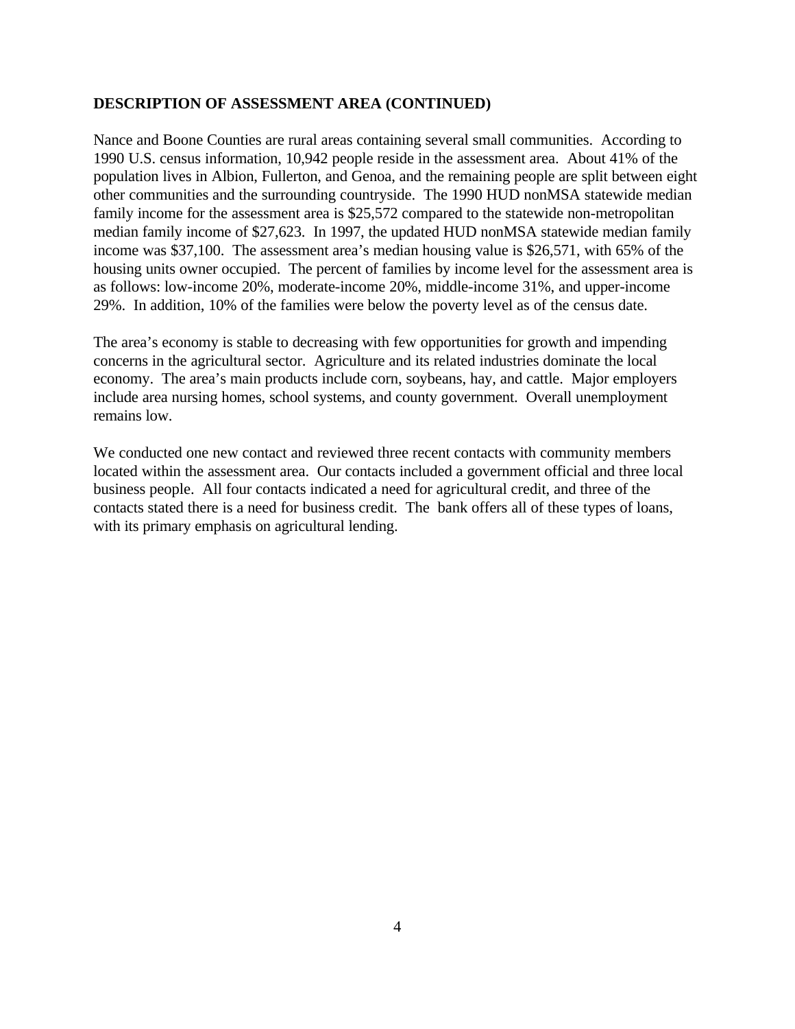**DESCRIPTION OF ASSESSMENT AREA (CONTINUED)**

Nance and Boone Counties are rural areas containing several small communities. According to 1990 U.S. census information, 10,942 people reside in the assessment area. About 41% of the population lives in Albion, Fullerton, and Genoa, and the remaining people are split between eight other communities and the surrounding countryside. The 1990 HUD nonMSA statewide median family income for the assessment area is $25,572 compared to the statewide non-metropolitan median family income of $27,623. In 1997, the updated HUD nonMSA statewide median family income was $37,100. The assessment area's median housing value is $26,571, with 65% of the housing units owner occupied. The percent of families by income level for the assessment area is as follows: low-income 20%, moderate-income 20%, middle-income 31%, and upper-income 29%. In addition, 10% of the families were below the poverty level as of the census date.

The area's economy is stable to decreasing with few opportunities for growth and impending concerns in the agricultural sector. Agriculture and its related industries dominate the local economy. The area's main products include corn, soybeans, hay, and cattle. Major employers include area nursing homes, school systems, and county government. Overall unemployment remains low.

We conducted one new contact and reviewed three recent contacts with community members located within the assessment area. Our contacts included a government official and three local business people. All four contacts indicated a need for agricultural credit, and three of the contacts stated there is a need for business credit. The bank offers all of these types of loans, with its primary emphasis on agricultural lending.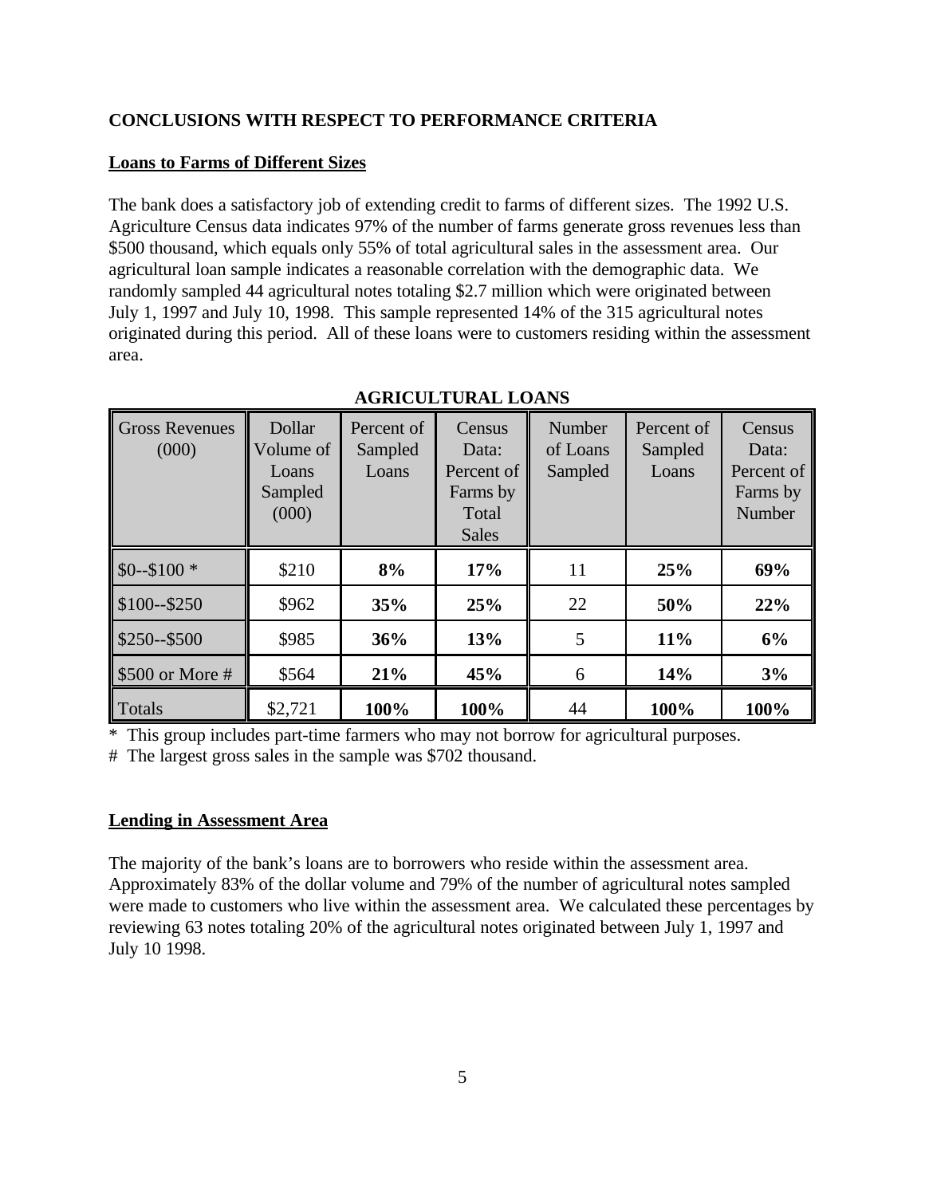## CONCLUSIONS WITH RESPECT TO PERFORMANCE CRITERIA

### Loans to Farms of Different Sizes

The bank does a satisfactory job of extending credit to farms of different sizes. The 1992 U.S. Agriculture Census data indicates 97% of the number of farms generate gross revenues less than $500 thousand, which equals only 55% of total agricultural sales in the assessment area. Our agricultural loan sample indicates a reasonable correlation with the demographic data. We randomly sampled 44 agricultural notes totaling $2.7 million which were originated between July 1, 1997 and July 10, 1998. This sample represented 14% of the 315 agricultural notes originated during this period. All of these loans were to customers residing within the assessment area.

**AGRICULTURAL LOANS**

| Gross Revenues (000) | Dollar Volume of Loans Sampled (000) | Percent of Sampled Loans | Census Data: Percent of Farms by Total Sales | Number of Loans Sampled | Percent of Sampled Loans | Census Data: Percent of Farms by Number |
|---|---|---|---|---|---|---|
| $0--$100 * | $210 | **8%** | **17%** | 11 | **25%** | **69%** |
| $100--$250 | $962 | **35%** | **25%** | 22 | **50%** | **22%** |
| $250--$500 | $985 | **36%** | **13%** | 5 | **11%** | **6%** |
| $500 or More # | $564 | **21%** | **45%** | 6 | **14%** | **3%** |
| Totals | $2,721 | **100%** | **100%** | 44 | **100%** | **100%** |

* This group includes part-time farmers who may not borrow for agricultural purposes.

# The largest gross sales in the sample was $702 thousand.

### Lending in Assessment Area

The majority of the bank's loans are to borrowers who reside within the assessment area. Approximately 83% of the dollar volume and 79% of the number of agricultural notes sampled were made to customers who live within the assessment area. We calculated these percentages by reviewing 63 notes totaling 20% of the agricultural notes originated between July 1, 1997 and July 10 1998.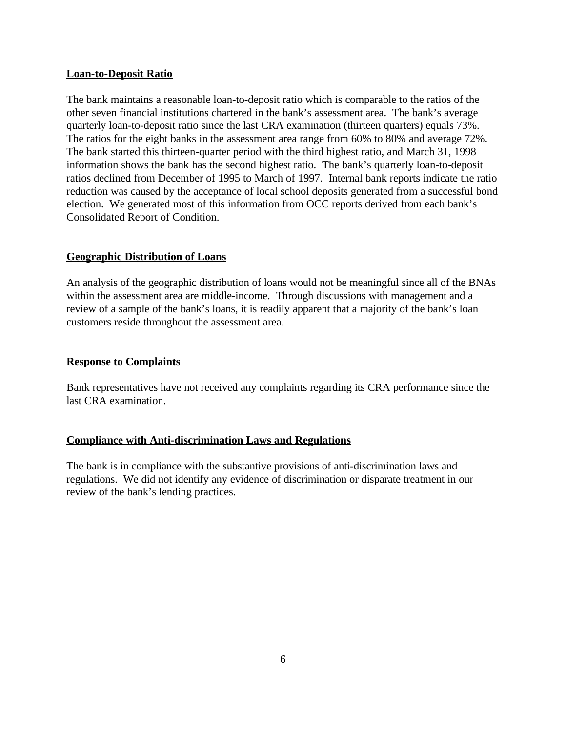## Loan-to-Deposit Ratio

The bank maintains a reasonable loan-to-deposit ratio which is comparable to the ratios of the other seven financial institutions chartered in the bank's assessment area. The bank's average quarterly loan-to-deposit ratio since the last CRA examination (thirteen quarters) equals 73%. The ratios for the eight banks in the assessment area range from 60% to 80% and average 72%. The bank started this thirteen-quarter period with the third highest ratio, and March 31, 1998 information shows the bank has the second highest ratio. The bank's quarterly loan-to-deposit ratios declined from December of 1995 to March of 1997. Internal bank reports indicate the ratio reduction was caused by the acceptance of local school deposits generated from a successful bond election. We generated most of this information from OCC reports derived from each bank's Consolidated Report of Condition.

## Geographic Distribution of Loans

An analysis of the geographic distribution of loans would not be meaningful since all of the BNAs within the assessment area are middle-income. Through discussions with management and a review of a sample of the bank's loans, it is readily apparent that a majority of the bank's loan customers reside throughout the assessment area.

## Response to Complaints

Bank representatives have not received any complaints regarding its CRA performance since the last CRA examination.

## Compliance with Anti-discrimination Laws and Regulations

The bank is in compliance with the substantive provisions of anti-discrimination laws and regulations. We did not identify any evidence of discrimination or disparate treatment in our review of the bank's lending practices.